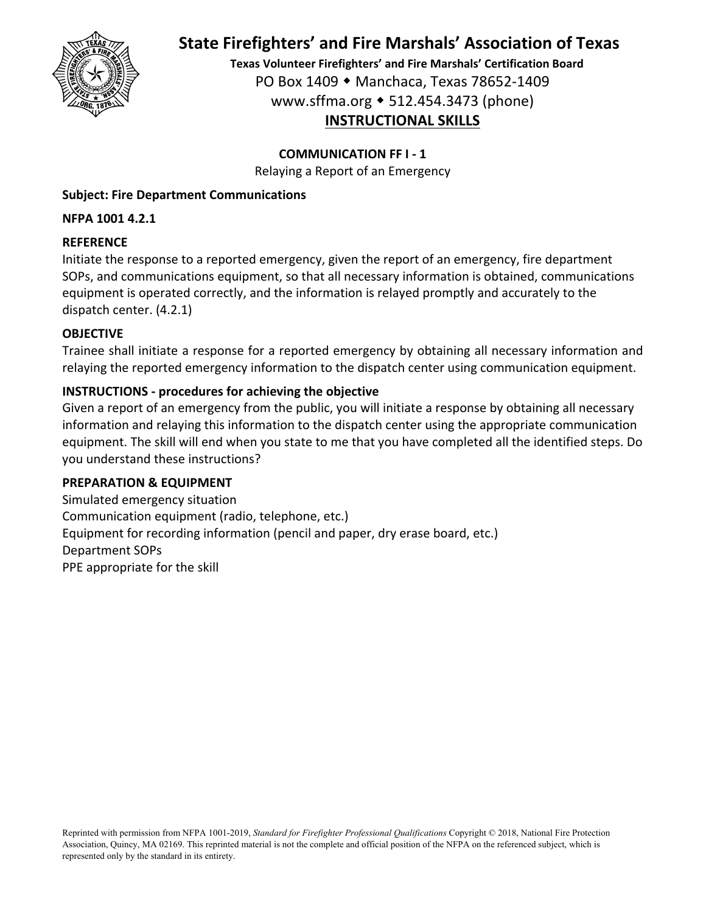# State Firefighters' and Fire Marshals' Association of Texas

**Texas Volunteer Firefighters' and Fire Marshals' Certification Board**

PO Box 1409 ◆ Manchaca, Texas 78652-1409

www.sffma.org ◆ 512.454.3473 (phone)

## INSTRUCTIONAL SKILLS

### COMMUNICATION FF I - 1

Relaying a Report of an Emergency

**Subject: Fire Department Communications**

**NFPA 1001 4.2.1**

**REFERENCE**

Initiate the response to a reported emergency, given the report of an emergency, fire department SOPs, and communications equipment, so that all necessary information is obtained, communications equipment is operated correctly, and the information is relayed promptly and accurately to the dispatch center. (4.2.1)

**OBJECTIVE**

Trainee shall initiate a response for a reported emergency by obtaining all necessary information and relaying the reported emergency information to the dispatch center using communication equipment.

**INSTRUCTIONS - procedures for achieving the objective**

Given a report of an emergency from the public, you will initiate a response by obtaining all necessary information and relaying this information to the dispatch center using the appropriate communication equipment. The skill will end when you state to me that you have completed all the identified steps. Do you understand these instructions?

**PREPARATION & EQUIPMENT**

Simulated emergency situation

Communication equipment (radio, telephone, etc.)

Equipment for recording information (pencil and paper, dry erase board, etc.)

Department SOPs

PPE appropriate for the skill

Reprinted with permission from NFPA 1001-2019, *Standard for Firefighter Professional Qualifications* Copyright © 2018, National Fire Protection Association, Quincy, MA 02169. This reprinted material is not the complete and official position of the NFPA on the referenced subject, which is represented only by the standard in its entirety.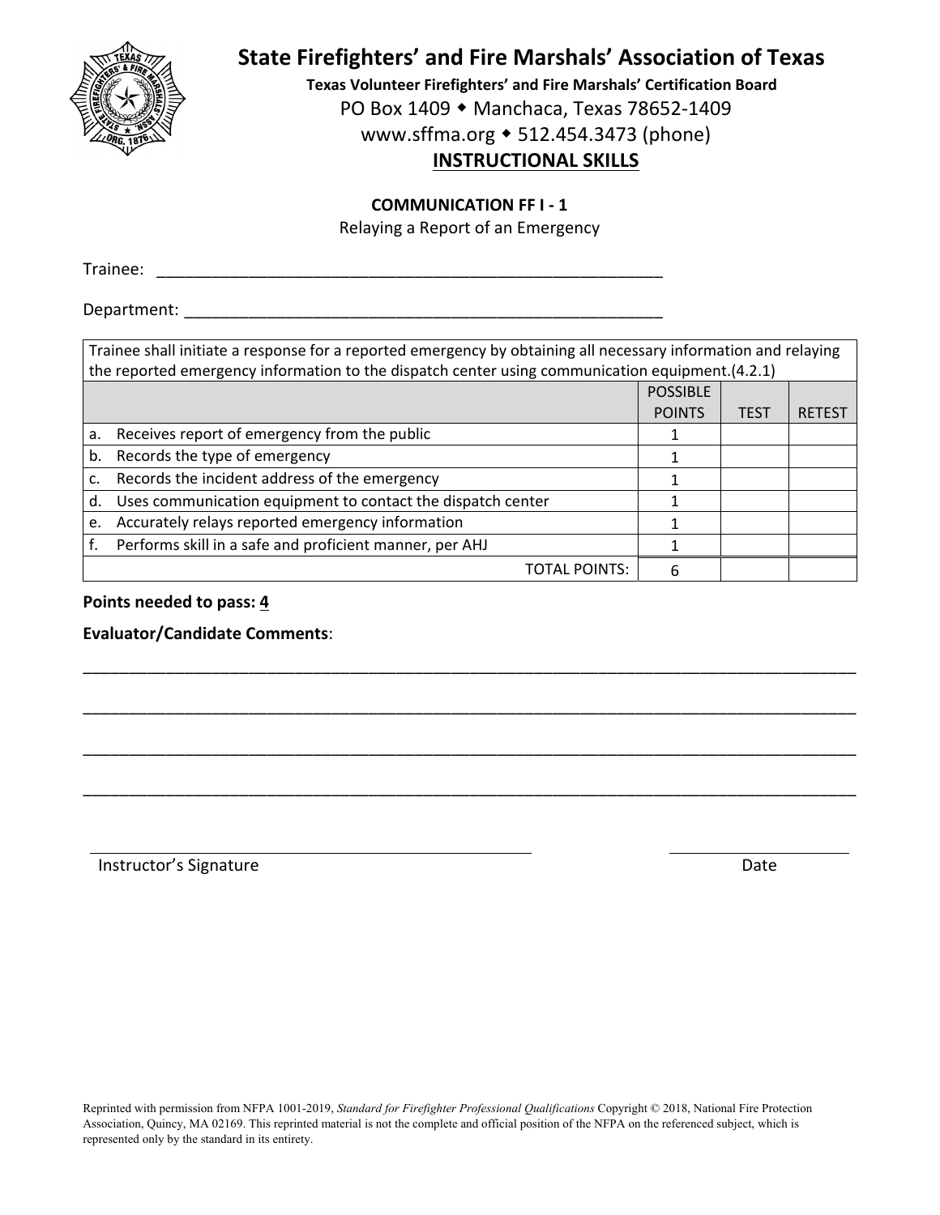# State Firefighters' and Fire Marshals' Association of Texas

**Texas Volunteer Firefighters' and Fire Marshals' Certification Board**

PO Box 1409 ◆ Manchaca, Texas 78652-1409

www.sffma.org ◆ 512.454.3473 (phone)

## INSTRUCTIONAL SKILLS

### COMMUNICATION FF I - 1

Relaying a Report of an Emergency

Trainee: ___________________________________________________________

Department: ________________________________________________________

| Trainee shall initiate a response for a reported emergency by obtaining all necessary information and relaying the reported emergency information to the dispatch center using communication equipment.(4.2.1) | | | |
|---|---|---|---|
| | POSSIBLE POINTS | TEST | RETEST |
| a. Receives report of emergency from the public | 1 | | |
| b. Records the type of emergency | 1 | | |
| c. Records the incident address of the emergency | 1 | | |
| d. Uses communication equipment to contact the dispatch center | 1 | | |
| e. Accurately relays reported emergency information | 1 | | |
| f. Performs skill in a safe and proficient manner, per AHJ | 1 | | |
| TOTAL POINTS: | 6 | | |

**Points needed to pass: 4**

**Evaluator/Candidate Comments**:

_____________________________________________________________________________________

_____________________________________________________________________________________

_____________________________________________________________________________________

_____________________________________________________________________________________

_______________________________________________ ____________________

Instructor's Signature Date

Reprinted with permission from NFPA 1001-2019, *Standard for Firefighter Professional Qualifications* Copyright © 2018, National Fire Protection Association, Quincy, MA 02169. This reprinted material is not the complete and official position of the NFPA on the referenced subject, which is represented only by the standard in its entirety.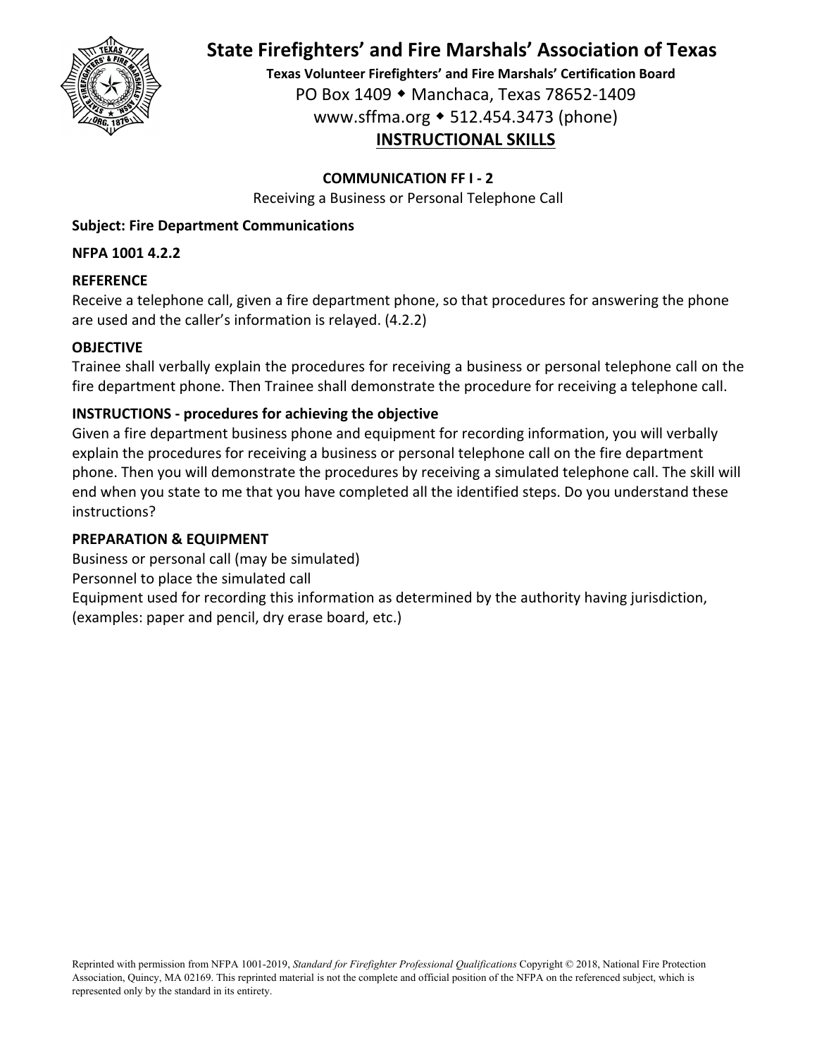# State Firefighters' and Fire Marshals' Association of Texas

**Texas Volunteer Firefighters' and Fire Marshals' Certification Board**

PO Box 1409 ◆ Manchaca, Texas 78652-1409

www.sffma.org ◆ 512.454.3473 (phone)

## INSTRUCTIONAL SKILLS

### COMMUNICATION FF I - 2

Receiving a Business or Personal Telephone Call

**Subject: Fire Department Communications**

**NFPA 1001 4.2.2**

**REFERENCE**

Receive a telephone call, given a fire department phone, so that procedures for answering the phone are used and the caller's information is relayed. (4.2.2)

**OBJECTIVE**

Trainee shall verbally explain the procedures for receiving a business or personal telephone call on the fire department phone. Then Trainee shall demonstrate the procedure for receiving a telephone call.

**INSTRUCTIONS - procedures for achieving the objective**

Given a fire department business phone and equipment for recording information, you will verbally explain the procedures for receiving a business or personal telephone call on the fire department phone. Then you will demonstrate the procedures by receiving a simulated telephone call. The skill will end when you state to me that you have completed all the identified steps. Do you understand these instructions?

**PREPARATION & EQUIPMENT**

Business or personal call (may be simulated)

Personnel to place the simulated call

Equipment used for recording this information as determined by the authority having jurisdiction, (examples: paper and pencil, dry erase board, etc.)

Reprinted with permission from NFPA 1001-2019, *Standard for Firefighter Professional Qualifications* Copyright © 2018, National Fire Protection Association, Quincy, MA 02169. This reprinted material is not the complete and official position of the NFPA on the referenced subject, which is represented only by the standard in its entirety.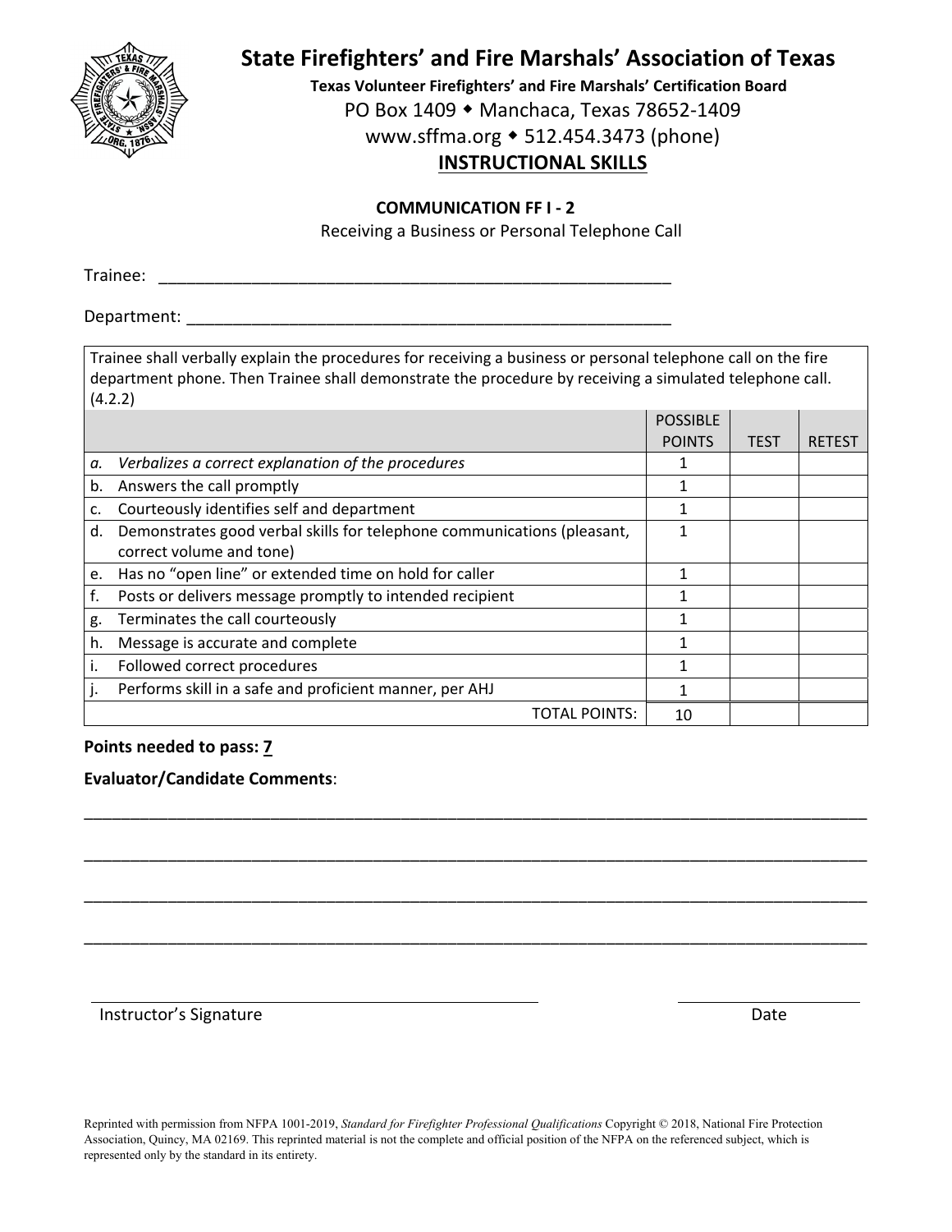# State Firefighters' and Fire Marshals' Association of Texas

**Texas Volunteer Firefighters' and Fire Marshals' Certification Board**

PO Box 1409 ◆ Manchaca, Texas 78652-1409

www.sffma.org ◆ 512.454.3473 (phone)

## INSTRUCTIONAL SKILLS

### COMMUNICATION FF I - 2

Receiving a Business or Personal Telephone Call

Trainee: ___________________________________________________________

Department: _______________________________________________________

Trainee shall verbally explain the procedures for receiving a business or personal telephone call on the fire department phone. Then Trainee shall demonstrate the procedure by receiving a simulated telephone call. (4.2.2)

| | POSSIBLE POINTS | TEST | RETEST |
|---|---|---|---|
| *a. Verbalizes a correct explanation of the procedures* | 1 | | |
| b. Answers the call promptly | 1 | | |
| c. Courteously identifies self and department | 1 | | |
| d. Demonstrates good verbal skills for telephone communications (pleasant, correct volume and tone) | 1 | | |
| e. Has no "open line" or extended time on hold for caller | 1 | | |
| f. Posts or delivers message promptly to intended recipient | 1 | | |
| g. Terminates the call courteously | 1 | | |
| h. Message is accurate and complete | 1 | | |
| i. Followed correct procedures | 1 | | |
| j. Performs skill in a safe and proficient manner, per AHJ | 1 | | |
| TOTAL POINTS: | 10 | | |

**Points needed to pass: 7**

**Evaluator/Candidate Comments**:

_______________________________________________________________________________

_______________________________________________________________________________

_______________________________________________________________________________

_______________________________________________________________________________

Instructor's Signature _____________________________ Date _______________

Reprinted with permission from NFPA 1001-2019, *Standard for Firefighter Professional Qualifications* Copyright © 2018, National Fire Protection Association, Quincy, MA 02169. This reprinted material is not the complete and official position of the NFPA on the referenced subject, which is represented only by the standard in its entirety.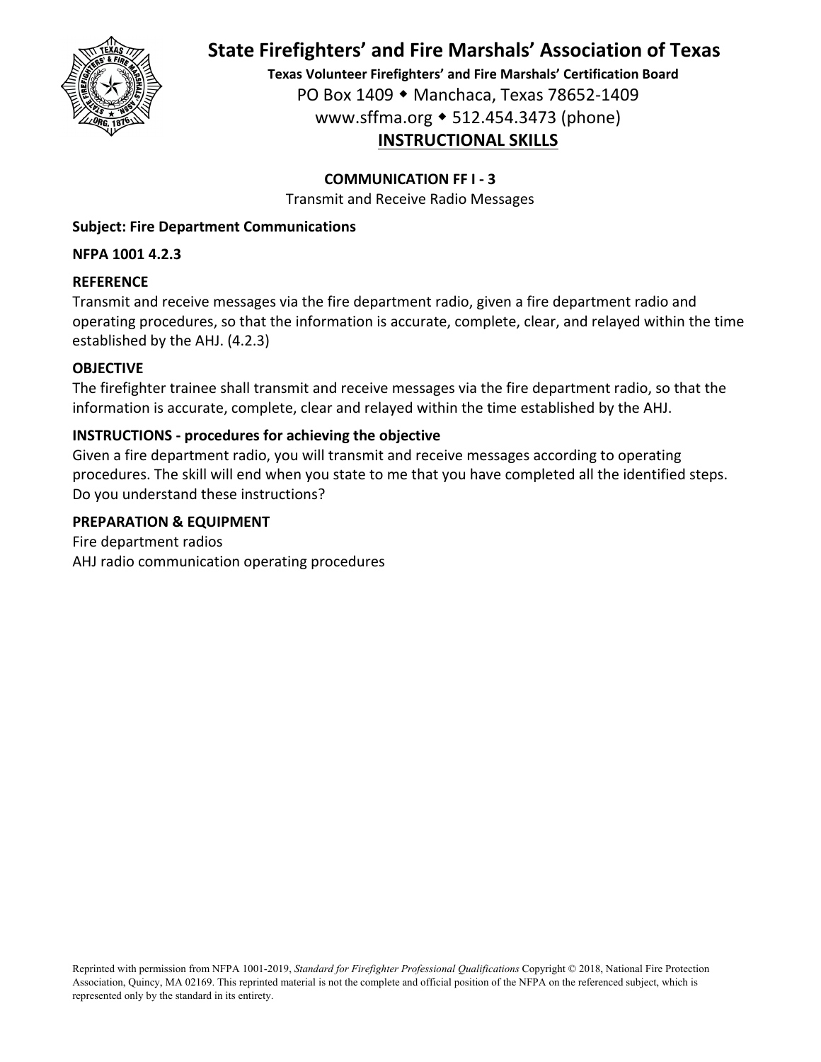# State Firefighters' and Fire Marshals' Association of Texas

**Texas Volunteer Firefighters' and Fire Marshals' Certification Board**

PO Box 1409 ◆ Manchaca, Texas 78652-1409

www.sffma.org ◆ 512.454.3473 (phone)

## INSTRUCTIONAL SKILLS

**COMMUNICATION FF I - 3**

Transmit and Receive Radio Messages

**Subject: Fire Department Communications**

**NFPA 1001 4.2.3**

**REFERENCE**

Transmit and receive messages via the fire department radio, given a fire department radio and operating procedures, so that the information is accurate, complete, clear, and relayed within the time established by the AHJ. (4.2.3)

**OBJECTIVE**

The firefighter trainee shall transmit and receive messages via the fire department radio, so that the information is accurate, complete, clear and relayed within the time established by the AHJ.

**INSTRUCTIONS - procedures for achieving the objective**

Given a fire department radio, you will transmit and receive messages according to operating procedures. The skill will end when you state to me that you have completed all the identified steps. Do you understand these instructions?

**PREPARATION & EQUIPMENT**

Fire department radios

AHJ radio communication operating procedures

Reprinted with permission from NFPA 1001-2019, *Standard for Firefighter Professional Qualifications* Copyright © 2018, National Fire Protection Association, Quincy, MA 02169. This reprinted material is not the complete and official position of the NFPA on the referenced subject, which is represented only by the standard in its entirety.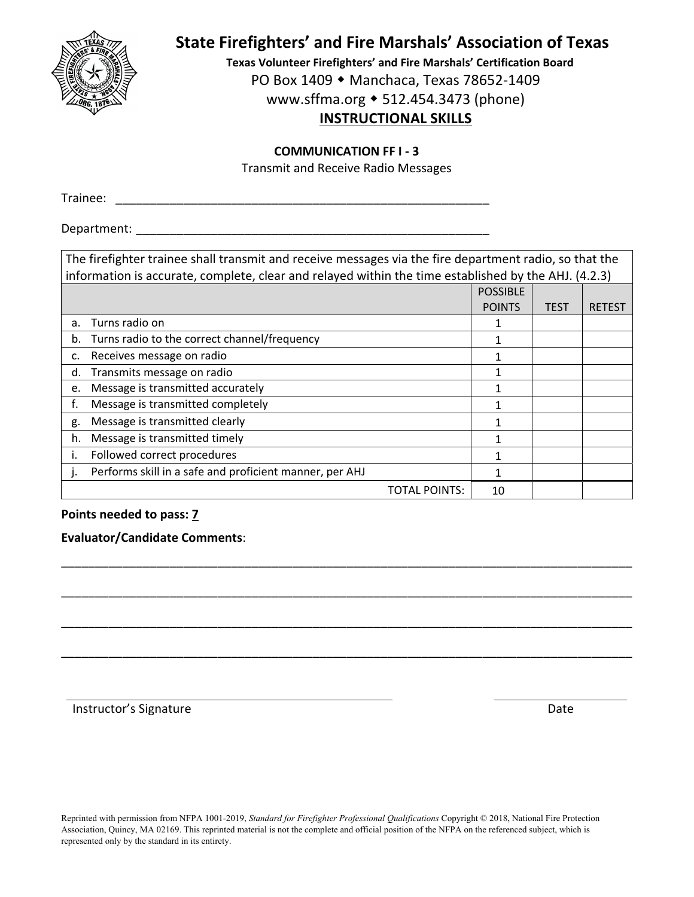# State Firefighters' and Fire Marshals' Association of Texas

**Texas Volunteer Firefighters' and Fire Marshals' Certification Board**

PO Box 1409 ◆ Manchaca, Texas 78652-1409

www.sffma.org ◆ 512.454.3473 (phone)

## INSTRUCTIONAL SKILLS

**COMMUNICATION FF I - 3**

Transmit and Receive Radio Messages

Trainee: ____________________________________________________________

Department: _________________________________________________________

| The firefighter trainee shall transmit and receive messages via the fire department radio, so that the information is accurate, complete, clear and relayed within the time established by the AHJ. (4.2.3) | | | |
|---|---|---|---|
| | POSSIBLE POINTS | TEST | RETEST |
| a. Turns radio on | 1 | | |
| b. Turns radio to the correct channel/frequency | 1 | | |
| c. Receives message on radio | 1 | | |
| d. Transmits message on radio | 1 | | |
| e. Message is transmitted accurately | 1 | | |
| f. Message is transmitted completely | 1 | | |
| g. Message is transmitted clearly | 1 | | |
| h. Message is transmitted timely | 1 | | |
| i. Followed correct procedures | 1 | | |
| j. Performs skill in a safe and proficient manner, per AHJ | 1 | | |
| TOTAL POINTS: | 10 | | |

**Points needed to pass: 7**

**Evaluator/Candidate Comments**:

______________________________________________________________________________________

______________________________________________________________________________________

______________________________________________________________________________________

______________________________________________________________________________________

Instructor's Signature _______________________________ Date _______________

Reprinted with permission from NFPA 1001-2019, *Standard for Firefighter Professional Qualifications* Copyright © 2018, National Fire Protection Association, Quincy, MA 02169. This reprinted material is not the complete and official position of the NFPA on the referenced subject, which is represented only by the standard in its entirety.